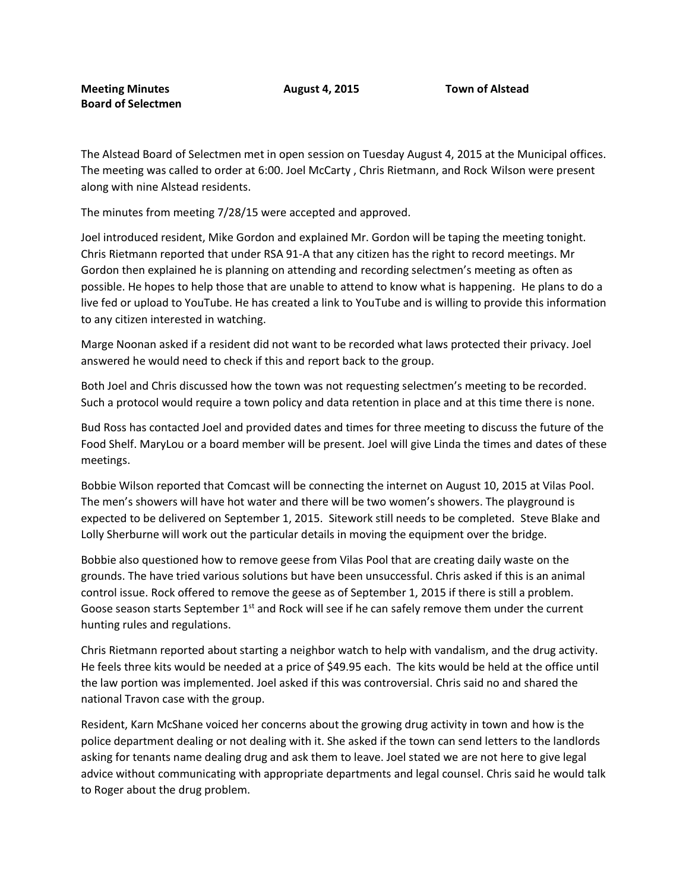**Meeting Minutes** **August 4, 2015** **Town of Alstead**
**Board of Selectmen**

The Alstead Board of Selectmen met in open session on Tuesday August 4, 2015 at the Municipal offices. The meeting was called to order at 6:00. Joel McCarty , Chris Rietmann, and Rock Wilson were present along with nine Alstead residents.

The minutes from meeting 7/28/15 were accepted and approved.

Joel introduced resident, Mike Gordon and explained Mr. Gordon will be taping the meeting tonight. Chris Rietmann reported that under RSA 91-A that any citizen has the right to record meetings. Mr Gordon then explained he is planning on attending and recording selectmen's meeting as often as possible. He hopes to help those that are unable to attend to know what is happening. He plans to do a live fed or upload to YouTube. He has created a link to YouTube and is willing to provide this information to any citizen interested in watching.

Marge Noonan asked if a resident did not want to be recorded what laws protected their privacy. Joel answered he would need to check if this and report back to the group.

Both Joel and Chris discussed how the town was not requesting selectmen's meeting to be recorded. Such a protocol would require a town policy and data retention in place and at this time there is none.

Bud Ross has contacted Joel and provided dates and times for three meeting to discuss the future of the Food Shelf. MaryLou or a board member will be present. Joel will give Linda the times and dates of these meetings.

Bobbie Wilson reported that Comcast will be connecting the internet on August 10, 2015 at Vilas Pool. The men's showers will have hot water and there will be two women's showers. The playground is expected to be delivered on September 1, 2015. Sitework still needs to be completed. Steve Blake and Lolly Sherburne will work out the particular details in moving the equipment over the bridge.

Bobbie also questioned how to remove geese from Vilas Pool that are creating daily waste on the grounds. The have tried various solutions but have been unsuccessful. Chris asked if this is an animal control issue. Rock offered to remove the geese as of September 1, 2015 if there is still a problem. Goose season starts September 1st and Rock will see if he can safely remove them under the current hunting rules and regulations.

Chris Rietmann reported about starting a neighbor watch to help with vandalism, and the drug activity. He feels three kits would be needed at a price of $49.95 each. The kits would be held at the office until the law portion was implemented. Joel asked if this was controversial. Chris said no and shared the national Travon case with the group.

Resident, Karn McShane voiced her concerns about the growing drug activity in town and how is the police department dealing or not dealing with it. She asked if the town can send letters to the landlords asking for tenants name dealing drug and ask them to leave. Joel stated we are not here to give legal advice without communicating with appropriate departments and legal counsel. Chris said he would talk to Roger about the drug problem.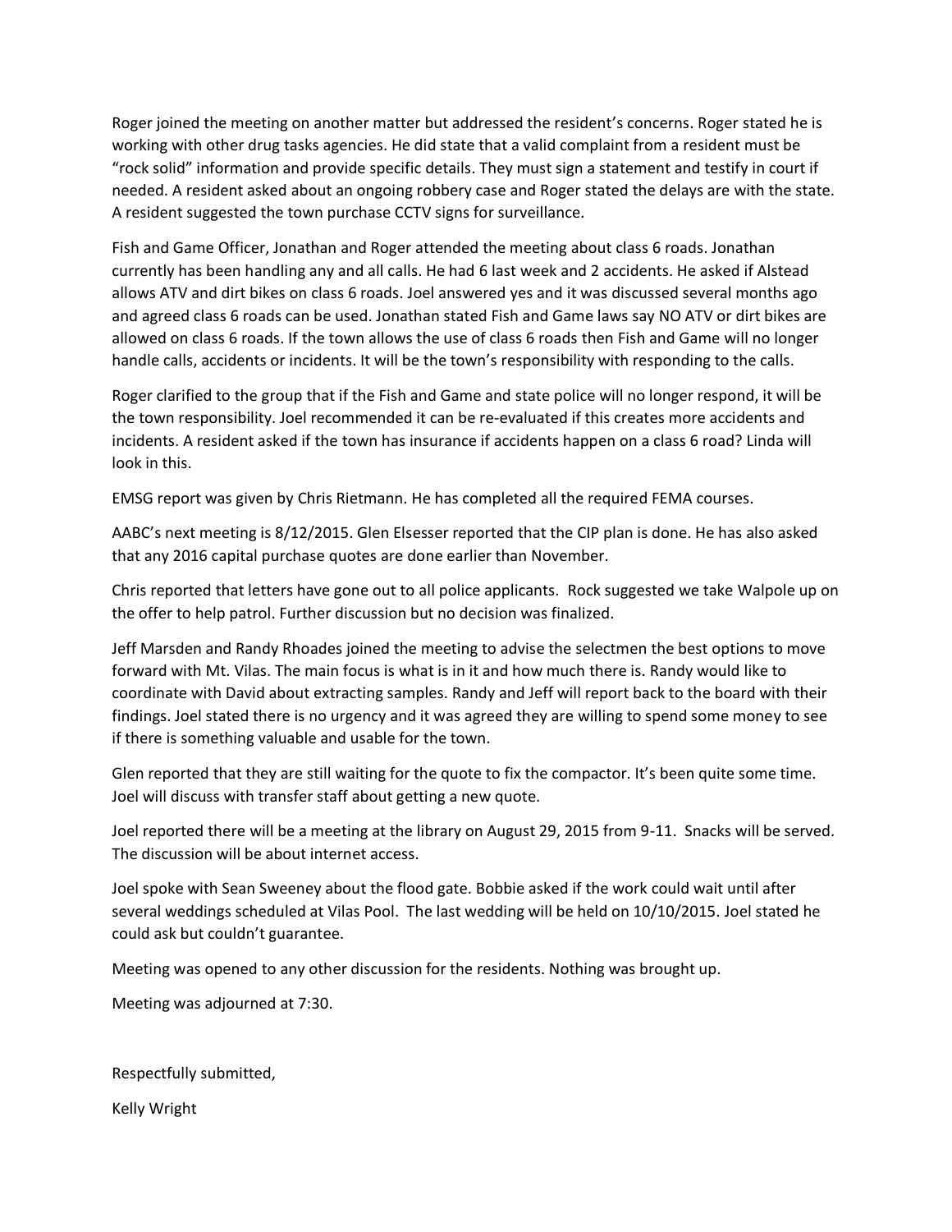Roger joined the meeting on another matter but addressed the resident's concerns. Roger stated he is working with other drug tasks agencies. He did state that a valid complaint from a resident must be "rock solid" information and provide specific details. They must sign a statement and testify in court if needed. A resident asked about an ongoing robbery case and Roger stated the delays are with the state. A resident suggested the town purchase CCTV signs for surveillance.

Fish and Game Officer, Jonathan and Roger attended the meeting about class 6 roads. Jonathan currently has been handling any and all calls. He had 6 last week and 2 accidents. He asked if Alstead allows ATV and dirt bikes on class 6 roads. Joel answered yes and it was discussed several months ago and agreed class 6 roads can be used. Jonathan stated Fish and Game laws say NO ATV or dirt bikes are allowed on class 6 roads. If the town allows the use of class 6 roads then Fish and Game will no longer handle calls, accidents or incidents. It will be the town's responsibility with responding to the calls.

Roger clarified to the group that if the Fish and Game and state police will no longer respond, it will be the town responsibility. Joel recommended it can be re-evaluated if this creates more accidents and incidents. A resident asked if the town has insurance if accidents happen on a class 6 road? Linda will look in this.

EMSG report was given by Chris Rietmann. He has completed all the required FEMA courses.

AABC's next meeting is 8/12/2015. Glen Elsesser reported that the CIP plan is done. He has also asked that any 2016 capital purchase quotes are done earlier than November.

Chris reported that letters have gone out to all police applicants. Rock suggested we take Walpole up on the offer to help patrol. Further discussion but no decision was finalized.

Jeff Marsden and Randy Rhoades joined the meeting to advise the selectmen the best options to move forward with Mt. Vilas. The main focus is what is in it and how much there is. Randy would like to coordinate with David about extracting samples. Randy and Jeff will report back to the board with their findings. Joel stated there is no urgency and it was agreed they are willing to spend some money to see if there is something valuable and usable for the town.

Glen reported that they are still waiting for the quote to fix the compactor. It's been quite some time. Joel will discuss with transfer staff about getting a new quote.

Joel reported there will be a meeting at the library on August 29, 2015 from 9-11. Snacks will be served. The discussion will be about internet access.

Joel spoke with Sean Sweeney about the flood gate. Bobbie asked if the work could wait until after several weddings scheduled at Vilas Pool. The last wedding will be held on 10/10/2015. Joel stated he could ask but couldn't guarantee.

Meeting was opened to any other discussion for the residents. Nothing was brought up.

Meeting was adjourned at 7:30.

Respectfully submitted,

Kelly Wright